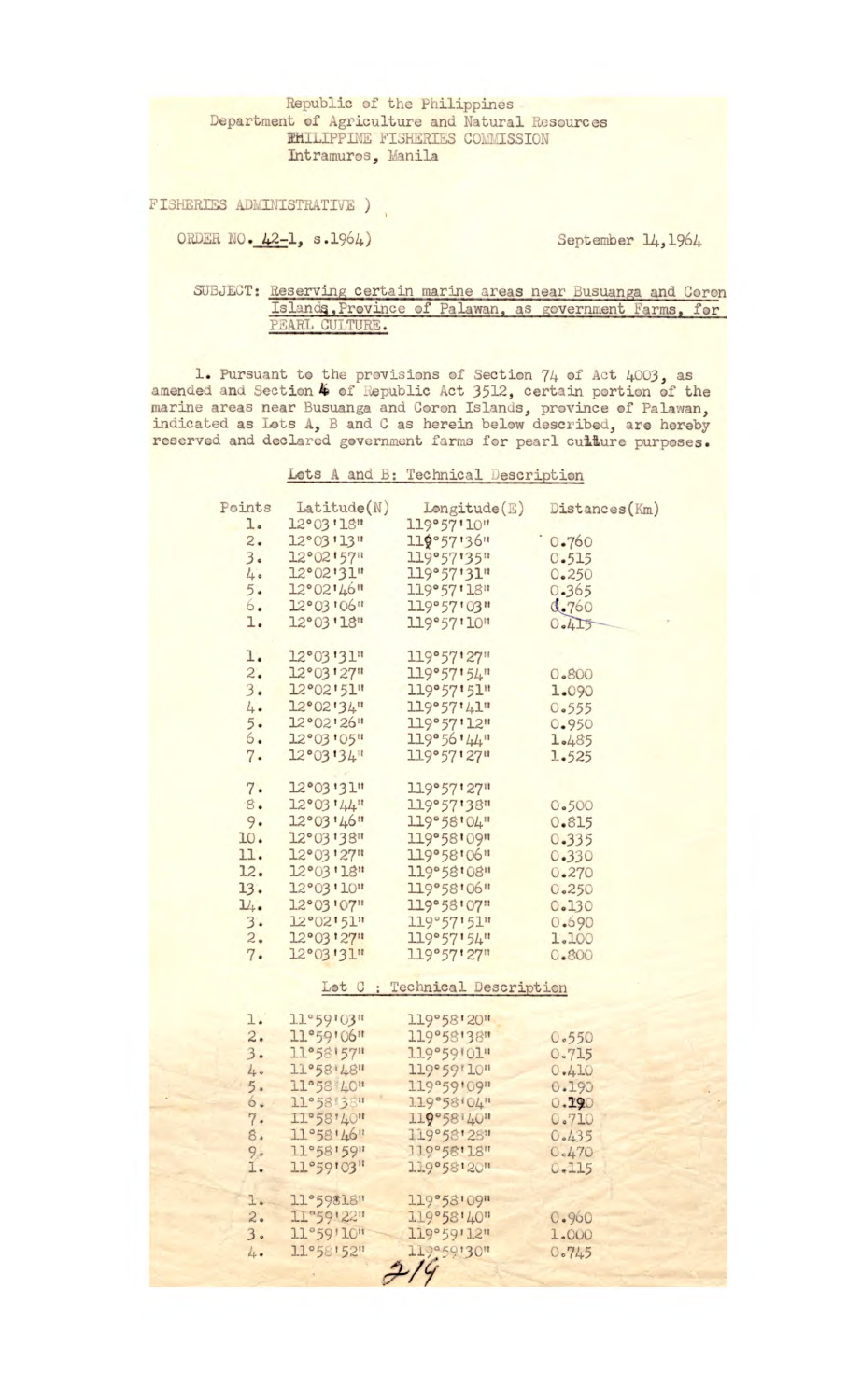Republic of the Philippines
Department of Agriculture and Natural Resources
PHILIPPINE FISHERIES COMMISSION
Intramuros, Manila

FISHERIES ADMINISTRATIVE )
ORDER NO. 42-1, s.1964) September 14,1964

SUBJECT: Reserving certain marine areas near Busuanga and Coron Islands, Province of Palawan, as government Farms, for PEARL CULTURE.

1. Pursuant to the provisions of Section 74 of Act 4003, as amended and Section 4 of Republic Act 3512, certain portion of the marine areas near Busuanga and Coron Islands, province of Palawan, indicated as Lots A, B and C as herein below described, are hereby reserved and declared government farms for pearl culture purposes.

Lots A and B: Technical Description

| Points | Latitude(N) | Longitude(E) | Distances(Km) |
|---|---|---|---|
| 1. | 12°03'18" | 119°57'10" | |
| 2. | 12°03'13" | 119°57'36" | 0.760 |
| 3. | 12°02'57" | 119°57'35" | 0.515 |
| 4. | 12°02'31" | 119°57'31" | 0.250 |
| 5. | 12°02'46" | 119°57'18" | 0.365 |
| 6. | 12°03'06" | 119°57'03" | 0.760 |
| 1. | 12°03'18" | 119°57'10" | 0.415 |
| | | | |
| 1. | 12°03'31" | 119°57'27" | |
| 2. | 12°03'27" | 119°57'54" | 0.800 |
| 3. | 12°02'51" | 119°57'51" | 1.090 |
| 4. | 12°02'34" | 119°57'41" | 0.555 |
| 5. | 12°02'26" | 119°57'12" | 0.950 |
| 6. | 12°03'05" | 119°56'44" | 1.485 |
| 7. | 12°03'34" | 119°57'27" | 1.525 |
| | | | |
| 7. | 12°03'31" | 119°57'27" | |
| 8. | 12°03'44" | 119°57'38" | 0.500 |
| 9. | 12°03'46" | 119°58'04" | 0.815 |
| 10. | 12°03'38" | 119°58'09" | 0.335 |
| 11. | 12°03'27" | 119°58'06" | 0.330 |
| 12. | 12°03'18" | 119°58'08" | 0.270 |
| 13. | 12°03'10" | 119°58'06" | 0.250 |
| 14. | 12°03'07" | 119°58'07" | 0.130 |
| 3. | 12°02'51" | 119°57'51" | 0.690 |
| 2. | 12°03'27" | 119°57'54" | 1.100 |
| 7. | 12°03'31" | 119°57'27" | 0.800 |

Lot C : Technical Description

| Points | Latitude(N) | Longitude(E) | Distances(Km) |
|---|---|---|---|
| 1. | 11°59'03" | 119°58'20" | |
| 2. | 11°59'06" | 119°58'38" | 0.550 |
| 3. | 11°58'57" | 119°59'01" | 0.715 |
| 4. | 11°58'48" | 119°59'10" | 0.410 |
| 5. | 11°58'40" | 119°59'09" | 0.190 |
| 6. | 11°58'33" | 119°58'04" | 0.190 |
| 7. | 11°58'40" | 119°58'40" | 0.710 |
| 8. | 11°58'46" | 119°58'25" | 0.435 |
| 9. | 11°58'59" | 119°58'18" | 0.470 |
| 1. | 11°59'03" | 119°58'20" | 0.115 |
| | | | |
| 1. | 11°59'18" | 119°58'09" | |
| 2. | 11°59'22" | 119°58'40" | 0.960 |
| 3. | 11°59'10" | 119°59'12" | 1.000 |
| 4. | 11°58'52" | 119°59'30" | 0.745 |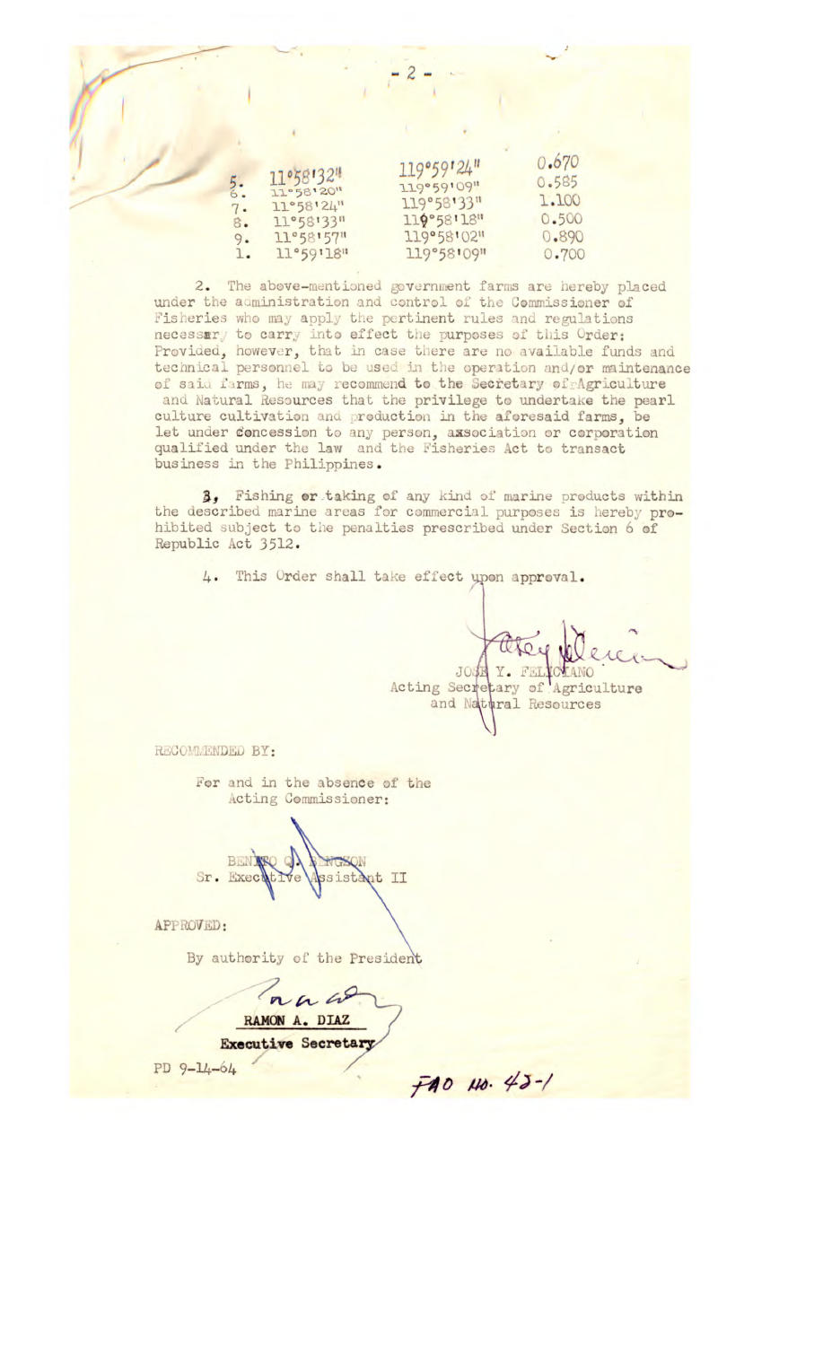| | | | |
|---|---|---|---|
| 5. | 11°58'32" | 119°59'24" | 0.670 |
| 6. | 11°58'20" | 119°59'09" | 0.585 |
| 7. | 11°58'24" | 119°58'33" | 1.100 |
| 8. | 11°58'33" | 119°58'18" | 0.500 |
| 9. | 11°58'57" | 119°58'02" | 0.890 |
| 1. | 11°59'18" | 119°58'09" | 0.700 |

2. The above-mentioned government farms are hereby placed under the administration and control of the Commissioner of Fisheries who may apply the pertinent rules and regulations necessary to carry into effect the purposes of this Order: Provided, however, that in case there are no available funds and technical personnel to be used in the operation and/or maintenance of said farms, he may recommend to the Secretary of Agriculture and Natural Resources that the privilege to undertake the pearl culture cultivation and production in the aforesaid farms, be let under concession to any person, association or corporation qualified under the law and the Fisheries Act to transact business in the Philippines.

3. Fishing or taking of any kind of marine products within the described marine areas for commercial purposes is hereby prohibited subject to the penalties prescribed under Section 6 of Republic Act 3512.

4. This Order shall take effect upon approval.

JOSE Y. FELICIANO
Acting Secretary of Agriculture
and Natural Resources

RECOMMENDED BY:

For and in the absence of the Acting Commissioner:

BENITO Q. ... 
Sr. Executive Assistant II

APPROVED:

By authority of the President

RAMON A. DIAZ
**Executive Secretary**

PD 9-14-64

FAO No. 43-1